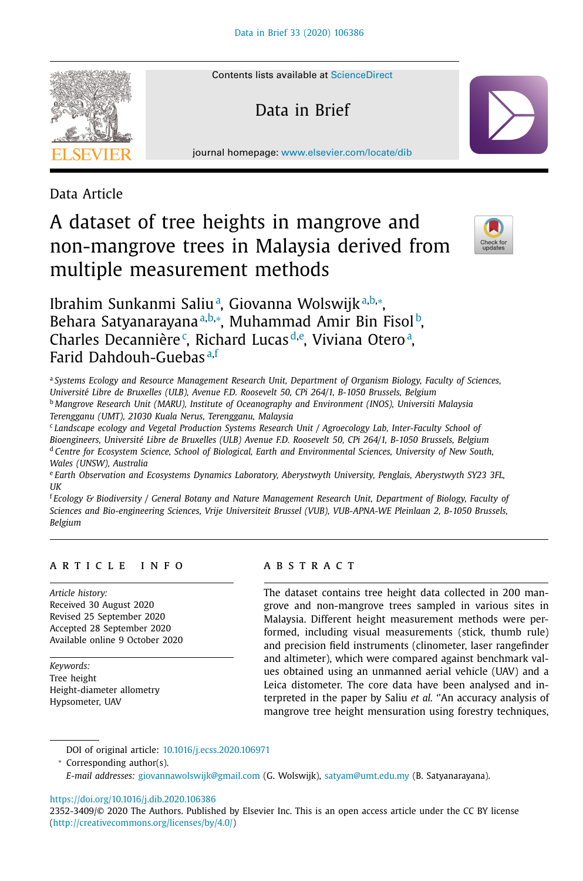Data Article

# A dataset of tree heights in mangrove and non-mangrove trees in Malaysia derived from multiple measurement methods

Ibrahim Sunkanmi Saliu[a], Giovanna Wolswijk[a,b,*], Behara Satyanarayana[a,b,*], Muhammad Amir Bin Fisol[b], Charles Decannière[c], Richard Lucas[d,e], Viviana Otero[a], Farid Dahdouh-Guebas[a,f]

[a] *Systems Ecology and Resource Management Research Unit, Department of Organism Biology, Faculty of Sciences, Université Libre de Bruxelles (ULB), Avenue F.D. Roosevelt 50, CPi 264/1, B-1050 Brussels, Belgium*

[b] *Mangrove Research Unit (MARU), Institute of Oceanography and Environment (INOS), Universiti Malaysia Terengganu (UMT), 21030 Kuala Nerus, Terengganu, Malaysia*

[c] *Landscape ecology and Vegetal Production Systems Research Unit / Agroecology Lab, Inter-Faculty School of Bioengineers, Université Libre de Bruxelles (ULB) Avenue F.D. Roosevelt 50, CPi 264/1, B-1050 Brussels, Belgium*

[d] *Centre for Ecosystem Science, School of Biological, Earth and Environmental Sciences, University of New South, Wales (UNSW), Australia*

[e] *Earth Observation and Ecosystems Dynamics Laboratory, Aberystwyth University, Penglais, Aberystwyth SY23 3FL, UK*

[f] *Ecology & Biodiversity / General Botany and Nature Management Research Unit, Department of Biology, Faculty of Sciences and Bio-engineering Sciences, Vrije Universiteit Brussel (VUB), VUB-APNA-WE Pleinlaan 2, B-1050 Brussels, Belgium*

## ARTICLE INFO

*Article history:*
Received 30 August 2020
Revised 25 September 2020
Accepted 28 September 2020
Available online 9 October 2020

*Keywords:*
Tree height
Height-diameter allometry
Hypsometer, UAV

## ABSTRACT

The dataset contains tree height data collected in 200 mangrove and non-mangrove trees sampled in various sites in Malaysia. Different height measurement methods were performed, including visual measurements (stick, thumb rule) and precision field instruments (clinometer, laser rangefinder and altimeter), which were compared against benchmark values obtained using an unmanned aerial vehicle (UAV) and a Leica distometer. The core data have been analysed and interpreted in the paper by Saliu *et al.* "An accuracy analysis of mangrove tree height mensuration using forestry techniques,

DOI of original article: 10.1016/j.ecss.2020.106971

\* Corresponding author(s).

*E-mail addresses:* giovannawolswijk@gmail.com (G. Wolswijk), satyam@umt.edu.my (B. Satyanarayana).

https://doi.org/10.1016/j.dib.2020.106386

2352-3409/© 2020 The Authors. Published by Elsevier Inc. This is an open access article under the CC BY license (http://creativecommons.org/licenses/by/4.0/)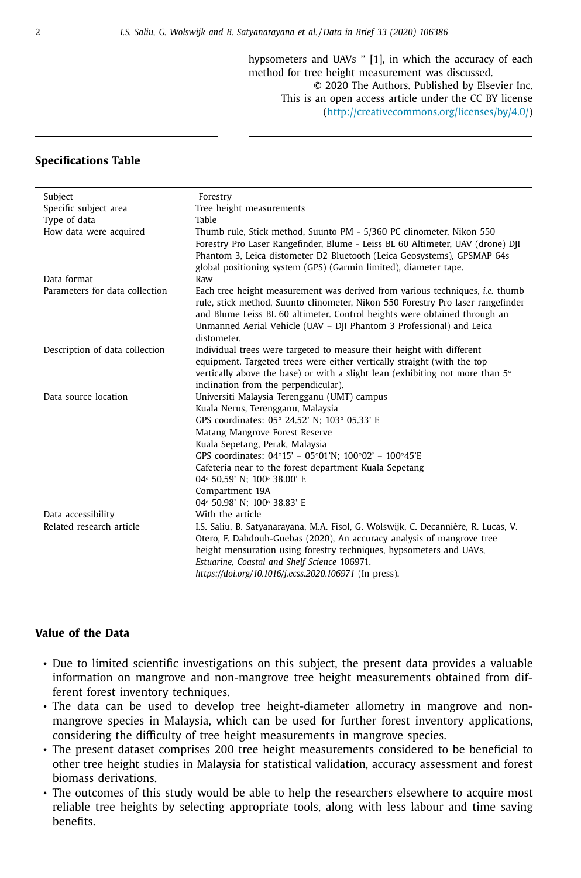hypsometers and UAVs " [1], in which the accuracy of each method for tree height measurement was discussed.

© 2020 The Authors. Published by Elsevier Inc.
This is an open access article under the CC BY license (http://creativecommons.org/licenses/by/4.0/)

## Specifications Table

| | |
|---|---|
| Subject | Forestry |
| Specific subject area | Tree height measurements |
| Type of data | Table |
| How data were acquired | Thumb rule, Stick method, Suunto PM - 5/360 PC clinometer, Nikon 550 Forestry Pro Laser Rangefinder, Blume - Leiss BL 60 Altimeter, UAV (drone) DJI Phantom 3, Leica distometer D2 Bluetooth (Leica Geosystems), GPSMAP 64s global positioning system (GPS) (Garmin limited), diameter tape. |
| Data format | Raw |
| Parameters for data collection | Each tree height measurement was derived from various techniques, *i.e.* thumb rule, stick method, Suunto clinometer, Nikon 550 Forestry Pro laser rangefinder and Blume Leiss BL 60 altimeter. Control heights were obtained through an Unmanned Aerial Vehicle (UAV – DJI Phantom 3 Professional) and Leica distometer. |
| Description of data collection | Individual trees were targeted to measure their height with different equipment. Targeted trees were either vertically straight (with the top vertically above the base) or with a slight lean (exhibiting not more than 5° inclination from the perpendicular). |
| Data source location | Universiti Malaysia Terengganu (UMT) campus<br>Kuala Nerus, Terengganu, Malaysia<br>GPS coordinates: 05° 24.52' N; 103° 05.33' E<br>Matang Mangrove Forest Reserve<br>Kuala Sepetang, Perak, Malaysia<br>GPS coordinates: 04°15' – 05°01'N; 100°02' – 100°45'E<br>Cafeteria near to the forest department Kuala Sepetang<br>04° 50.59' N; 100° 38.00' E<br>Compartment 19A<br>04° 50.98' N; 100° 38.83' E |
| Data accessibility | With the article |
| Related research article | I.S. Saliu, B. Satyanarayana, M.A. Fisol, G. Wolswijk, C. Decannière, R. Lucas, V. Otero, F. Dahdouh-Guebas (2020), An accuracy analysis of mangrove tree height mensuration using forestry techniques, hypsometers and UAVs, *Estuarine, Coastal and Shelf Science* 106971. *https://doi.org/10.1016/j.ecss.2020.106971* (In press). |

## Value of the Data

- Due to limited scientific investigations on this subject, the present data provides a valuable information on mangrove and non-mangrove tree height measurements obtained from different forest inventory techniques.
- The data can be used to develop tree height-diameter allometry in mangrove and non-mangrove species in Malaysia, which can be used for further forest inventory applications, considering the difficulty of tree height measurements in mangrove species.
- The present dataset comprises 200 tree height measurements considered to be beneficial to other tree height studies in Malaysia for statistical validation, accuracy assessment and forest biomass derivations.
- The outcomes of this study would be able to help the researchers elsewhere to acquire most reliable tree heights by selecting appropriate tools, along with less labour and time saving benefits.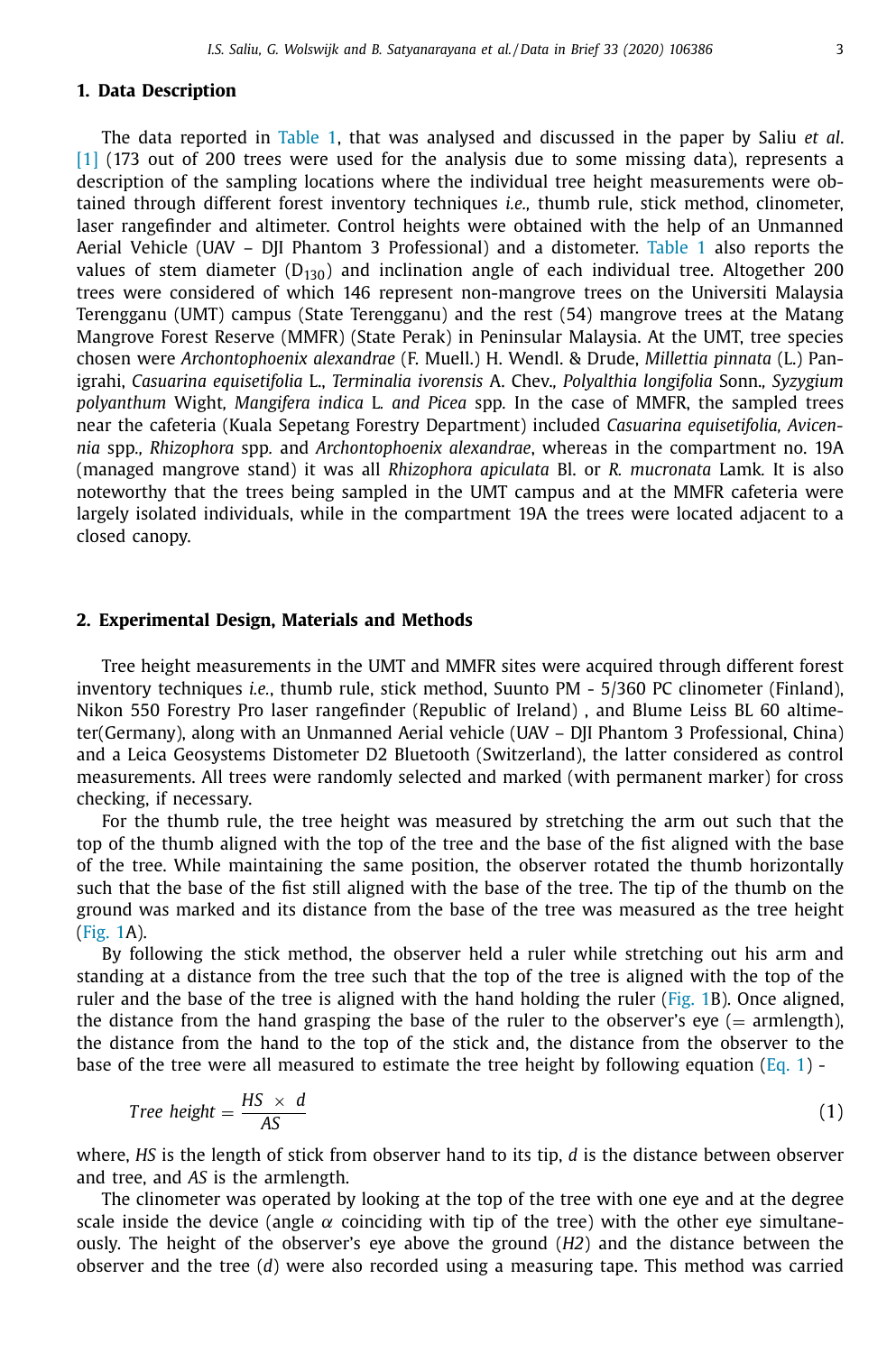## 1. Data Description

The data reported in Table 1, that was analysed and discussed in the paper by Saliu *et al.* [1] (173 out of 200 trees were used for the analysis due to some missing data), represents a description of the sampling locations where the individual tree height measurements were obtained through different forest inventory techniques *i.e.,* thumb rule, stick method, clinometer, laser rangefinder and altimeter. Control heights were obtained with the help of an Unmanned Aerial Vehicle (UAV – DJI Phantom 3 Professional) and a distometer. Table 1 also reports the values of stem diameter ($D_{130}$) and inclination angle of each individual tree. Altogether 200 trees were considered of which 146 represent non-mangrove trees on the Universiti Malaysia Terengganu (UMT) campus (State Terengganu) and the rest (54) mangrove trees at the Matang Mangrove Forest Reserve (MMFR) (State Perak) in Peninsular Malaysia. At the UMT, tree species chosen were *Archontophoenix alexandrae* (F. Muell.) H. Wendl. & Drude, *Millettia pinnata* (L.) Panigrahi, *Casuarina equisetifolia* L., *Terminalia ivorensis* A. Chev., *Polyalthia longifolia* Sonn., *Syzygium polyanthum* Wight, *Mangifera indica* L. *and Picea* spp. In the case of MMFR, the sampled trees near the cafeteria (Kuala Sepetang Forestry Department) included *Casuarina equisetifolia, Avicennia* spp., *Rhizophora* spp. and *Archontophoenix alexandrae*, whereas in the compartment no. 19A (managed mangrove stand) it was all *Rhizophora apiculata* Bl. or *R. mucronata* Lamk. It is also noteworthy that the trees being sampled in the UMT campus and at the MMFR cafeteria were largely isolated individuals, while in the compartment 19A the trees were located adjacent to a closed canopy.

## 2. Experimental Design, Materials and Methods

Tree height measurements in the UMT and MMFR sites were acquired through different forest inventory techniques *i.e.*, thumb rule, stick method, Suunto PM - 5/360 PC clinometer (Finland), Nikon 550 Forestry Pro laser rangefinder (Republic of Ireland) , and Blume Leiss BL 60 altimeter(Germany), along with an Unmanned Aerial vehicle (UAV – DJI Phantom 3 Professional, China) and a Leica Geosystems Distometer D2 Bluetooth (Switzerland), the latter considered as control measurements. All trees were randomly selected and marked (with permanent marker) for cross checking, if necessary.

For the thumb rule, the tree height was measured by stretching the arm out such that the top of the thumb aligned with the top of the tree and the base of the fist aligned with the base of the tree. While maintaining the same position, the observer rotated the thumb horizontally such that the base of the fist still aligned with the base of the tree. The tip of the thumb on the ground was marked and its distance from the base of the tree was measured as the tree height (Fig. 1A).

By following the stick method, the observer held a ruler while stretching out his arm and standing at a distance from the tree such that the top of the tree is aligned with the top of the ruler and the base of the tree is aligned with the hand holding the ruler (Fig. 1B). Once aligned, the distance from the hand grasping the base of the ruler to the observer's eye (= armlength), the distance from the hand to the top of the stick and, the distance from the observer to the base of the tree were all measured to estimate the tree height by following equation (Eq. 1) -

$$Tree\ height = \frac{HS\ \times\ d}{AS} \tag{1}$$

where, *HS* is the length of stick from observer hand to its tip, *d* is the distance between observer and tree, and *AS* is the armlength.

The clinometer was operated by looking at the top of the tree with one eye and at the degree scale inside the device (angle $\alpha$ coinciding with tip of the tree) with the other eye simultaneously. The height of the observer's eye above the ground (*H2*) and the distance between the observer and the tree (*d*) were also recorded using a measuring tape. This method was carried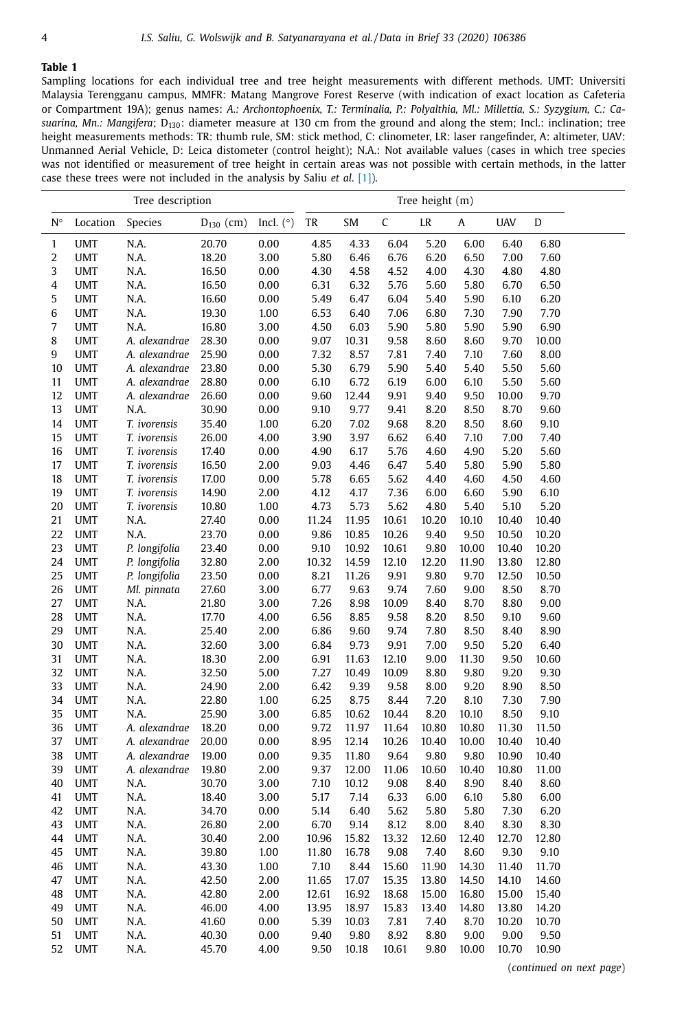**Table 1**

Sampling locations for each individual tree and tree height measurements with different methods. UMT: Universiti Malaysia Terengganu campus, MMFR: Matang Mangrove Forest Reserve (with indication of exact location as Cafeteria or Compartment 19A); genus names: *A.: Archontophoenix, T.: Terminalia, P.: Polyalthia, Ml.: Millettia, S.: Syzygium, C.: Casuarina, Mn.: Mangifera*; $D_{130}$: diameter measure at 130 cm from the ground and along the stem; Incl.: inclination; tree height measurements methods: TR: thumb rule, SM: stick method, C: clinometer, LR: laser rangefinder, A: altimeter, UAV: Unmanned Aerial Vehicle, D: Leica distometer (control height); N.A.: Not available values (cases in which tree species was not identified or measurement of tree height in certain areas was not possible with certain methods, in the latter case these trees were not included in the analysis by Saliu *et al*. [1]).

| Tree description | | | | | Tree height (m) | | | | | | |
|---|---|---|---|---|---|---|---|---|---|---|---|
| N° | Location | Species | $D_{130}$ (cm) | Incl. (°) | TR | SM | C | LR | A | UAV | D |
| 1 | UMT | N.A. | 20.70 | 0.00 | 4.85 | 4.33 | 6.04 | 5.20 | 6.00 | 6.40 | 6.80 |
| 2 | UMT | N.A. | 18.20 | 3.00 | 5.80 | 6.46 | 6.76 | 6.20 | 6.50 | 7.00 | 7.60 |
| 3 | UMT | N.A. | 16.50 | 0.00 | 4.30 | 4.58 | 4.52 | 4.00 | 4.30 | 4.80 | 4.80 |
| 4 | UMT | N.A. | 16.50 | 0.00 | 6.31 | 6.32 | 5.76 | 5.60 | 5.80 | 6.70 | 6.50 |
| 5 | UMT | N.A. | 16.60 | 0.00 | 5.49 | 6.47 | 6.04 | 5.40 | 5.90 | 6.10 | 6.20 |
| 6 | UMT | N.A. | 19.30 | 1.00 | 6.53 | 6.40 | 7.06 | 6.80 | 7.30 | 7.90 | 7.70 |
| 7 | UMT | N.A. | 16.80 | 3.00 | 4.50 | 6.03 | 5.90 | 5.80 | 5.90 | 5.90 | 6.90 |
| 8 | UMT | *A. alexandrae* | 28.30 | 0.00 | 9.07 | 10.31 | 9.58 | 8.60 | 8.60 | 9.70 | 10.00 |
| 9 | UMT | *A. alexandrae* | 25.90 | 0.00 | 7.32 | 8.57 | 7.81 | 7.40 | 7.10 | 7.60 | 8.00 |
| 10 | UMT | *A. alexandrae* | 23.80 | 0.00 | 5.30 | 6.79 | 5.90 | 5.40 | 5.40 | 5.50 | 5.60 |
| 11 | UMT | *A. alexandrae* | 28.80 | 0.00 | 6.10 | 6.72 | 6.19 | 6.00 | 6.10 | 5.50 | 5.60 |
| 12 | UMT | *A. alexandrae* | 26.60 | 0.00 | 9.60 | 12.44 | 9.91 | 9.40 | 9.50 | 10.00 | 9.70 |
| 13 | UMT | N.A. | 30.90 | 0.00 | 9.10 | 9.77 | 9.41 | 8.20 | 8.50 | 8.70 | 9.60 |
| 14 | UMT | *T. ivorensis* | 35.40 | 1.00 | 6.20 | 7.02 | 9.68 | 8.20 | 8.50 | 8.60 | 9.10 |
| 15 | UMT | *T. ivorensis* | 26.00 | 4.00 | 3.90 | 3.97 | 6.62 | 6.40 | 7.10 | 7.00 | 7.40 |
| 16 | UMT | *T. ivorensis* | 17.40 | 0.00 | 4.90 | 6.17 | 5.76 | 4.60 | 4.90 | 5.20 | 5.60 |
| 17 | UMT | *T. ivorensis* | 16.50 | 2.00 | 9.03 | 4.46 | 6.47 | 5.40 | 5.80 | 5.90 | 5.80 |
| 18 | UMT | *T. ivorensis* | 17.00 | 0.00 | 5.78 | 6.65 | 5.62 | 4.40 | 4.60 | 4.50 | 4.60 |
| 19 | UMT | *T. ivorensis* | 14.90 | 2.00 | 4.12 | 4.17 | 7.36 | 6.00 | 6.60 | 5.90 | 6.10 |
| 20 | UMT | *T. ivorensis* | 10.80 | 1.00 | 4.73 | 5.73 | 5.62 | 4.80 | 5.40 | 5.10 | 5.20 |
| 21 | UMT | N.A. | 27.40 | 0.00 | 11.24 | 11.95 | 10.61 | 10.20 | 10.10 | 10.40 | 10.40 |
| 22 | UMT | N.A. | 23.70 | 0.00 | 9.86 | 10.85 | 10.26 | 9.40 | 9.50 | 10.50 | 10.20 |
| 23 | UMT | *P. longifolia* | 23.40 | 0.00 | 9.10 | 10.92 | 10.61 | 9.80 | 10.00 | 10.40 | 10.20 |
| 24 | UMT | *P. longifolia* | 32.80 | 2.00 | 10.32 | 14.59 | 12.10 | 12.20 | 11.90 | 13.80 | 12.80 |
| 25 | UMT | *P. longifolia* | 23.50 | 0.00 | 8.21 | 11.26 | 9.91 | 9.80 | 9.70 | 12.50 | 10.50 |
| 26 | UMT | *Ml. pinnata* | 27.60 | 3.00 | 6.77 | 9.63 | 9.74 | 7.60 | 9.00 | 8.50 | 8.70 |
| 27 | UMT | N.A. | 21.80 | 3.00 | 7.26 | 8.98 | 10.09 | 8.40 | 8.70 | 8.80 | 9.00 |
| 28 | UMT | N.A. | 17.70 | 4.00 | 6.56 | 8.85 | 9.58 | 8.20 | 8.50 | 9.10 | 9.60 |
| 29 | UMT | N.A. | 25.40 | 2.00 | 6.86 | 9.60 | 9.74 | 7.80 | 8.50 | 8.40 | 8.90 |
| 30 | UMT | N.A. | 32.60 | 3.00 | 6.84 | 9.73 | 9.91 | 7.00 | 9.50 | 5.20 | 6.40 |
| 31 | UMT | N.A. | 18.30 | 2.00 | 6.91 | 11.63 | 12.10 | 9.00 | 11.30 | 9.50 | 10.60 |
| 32 | UMT | N.A. | 32.50 | 5.00 | 7.27 | 10.49 | 10.09 | 8.80 | 9.80 | 9.20 | 9.30 |
| 33 | UMT | N.A. | 24.90 | 2.00 | 6.42 | 9.39 | 9.58 | 8.00 | 9.20 | 8.90 | 8.50 |
| 34 | UMT | N.A. | 22.80 | 1.00 | 6.25 | 8.75 | 8.44 | 7.20 | 8.10 | 7.30 | 7.90 |
| 35 | UMT | N.A. | 25.90 | 3.00 | 6.85 | 10.62 | 10.44 | 8.20 | 10.10 | 8.50 | 9.10 |
| 36 | UMT | *A. alexandrae* | 18.20 | 0.00 | 9.72 | 11.97 | 11.64 | 10.80 | 10.80 | 11.30 | 11.50 |
| 37 | UMT | *A. alexandrae* | 20.00 | 0.00 | 8.95 | 12.14 | 10.26 | 10.40 | 10.00 | 10.40 | 10.40 |
| 38 | UMT | *A. alexandrae* | 19.00 | 0.00 | 9.35 | 11.80 | 9.64 | 9.80 | 9.80 | 10.90 | 10.40 |
| 39 | UMT | *A. alexandrae* | 19.80 | 2.00 | 9.37 | 12.00 | 11.06 | 10.60 | 10.40 | 10.80 | 11.00 |
| 40 | UMT | N.A. | 30.70 | 3.00 | 7.10 | 10.12 | 9.08 | 8.40 | 8.90 | 8.40 | 8.60 |
| 41 | UMT | N.A. | 18.40 | 3.00 | 5.17 | 7.14 | 6.33 | 6.00 | 6.10 | 5.80 | 6.00 |
| 42 | UMT | N.A. | 34.70 | 0.00 | 5.14 | 6.40 | 5.62 | 5.80 | 5.80 | 7.30 | 6.20 |
| 43 | UMT | N.A. | 26.80 | 2.00 | 6.70 | 9.14 | 8.12 | 8.00 | 8.40 | 8.30 | 8.30 |
| 44 | UMT | N.A. | 30.40 | 2.00 | 10.96 | 15.82 | 13.32 | 12.60 | 12.40 | 12.70 | 12.80 |
| 45 | UMT | N.A. | 39.80 | 1.00 | 11.80 | 16.78 | 9.08 | 7.40 | 8.60 | 9.30 | 9.10 |
| 46 | UMT | N.A. | 43.30 | 1.00 | 7.10 | 8.44 | 15.60 | 11.90 | 14.30 | 11.40 | 11.70 |
| 47 | UMT | N.A. | 42.50 | 2.00 | 11.65 | 17.07 | 15.35 | 13.80 | 14.50 | 14.10 | 14.60 |
| 48 | UMT | N.A. | 42.80 | 2.00 | 12.61 | 16.92 | 18.68 | 15.00 | 16.80 | 15.00 | 15.40 |
| 49 | UMT | N.A. | 46.00 | 4.00 | 13.95 | 18.97 | 15.83 | 13.40 | 14.80 | 13.80 | 14.20 |
| 50 | UMT | N.A. | 41.60 | 0.00 | 5.39 | 10.03 | 7.81 | 7.40 | 8.70 | 10.20 | 10.70 |
| 51 | UMT | N.A. | 40.30 | 0.00 | 9.40 | 9.80 | 8.92 | 8.80 | 9.00 | 9.00 | 9.50 |
| 52 | UMT | N.A. | 45.70 | 4.00 | 9.50 | 10.18 | 10.61 | 9.80 | 10.00 | 10.70 | 10.90 |

(*continued on next page*)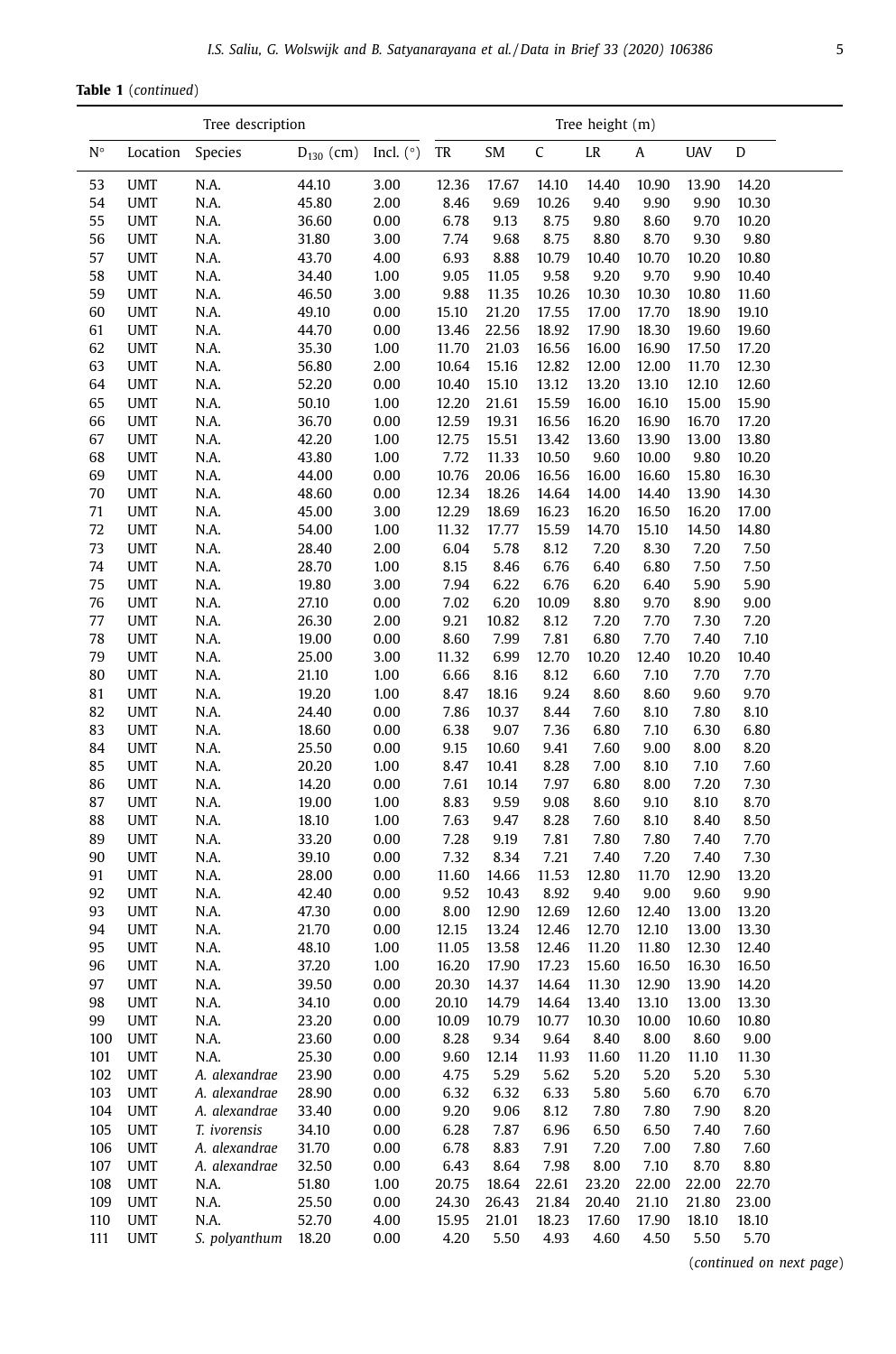**Table 1** (*continued*)

| Tree description | | | | | Tree height (m) | | | | | | |
|---|---|---|---|---|---|---|---|---|---|---|---|
| N° | Location | Species | $D_{130}$ (cm) | Incl. (°) | TR | SM | C | LR | A | UAV | D |
| 53 | UMT | N.A. | 44.10 | 3.00 | 12.36 | 17.67 | 14.10 | 14.40 | 10.90 | 13.90 | 14.20 |
| 54 | UMT | N.A. | 45.80 | 2.00 | 8.46 | 9.69 | 10.26 | 9.40 | 9.90 | 9.90 | 10.30 |
| 55 | UMT | N.A. | 36.60 | 0.00 | 6.78 | 9.13 | 8.75 | 9.80 | 8.60 | 9.70 | 10.20 |
| 56 | UMT | N.A. | 31.80 | 3.00 | 7.74 | 9.68 | 8.75 | 8.80 | 8.70 | 9.30 | 9.80 |
| 57 | UMT | N.A. | 43.70 | 4.00 | 6.93 | 8.88 | 10.79 | 10.40 | 10.70 | 10.20 | 10.80 |
| 58 | UMT | N.A. | 34.40 | 1.00 | 9.05 | 11.05 | 9.58 | 9.20 | 9.70 | 9.90 | 10.40 |
| 59 | UMT | N.A. | 46.50 | 3.00 | 9.88 | 11.35 | 10.26 | 10.30 | 10.30 | 10.80 | 11.60 |
| 60 | UMT | N.A. | 49.10 | 0.00 | 15.10 | 21.20 | 17.55 | 17.00 | 17.70 | 18.90 | 19.10 |
| 61 | UMT | N.A. | 44.70 | 0.00 | 13.46 | 22.56 | 18.92 | 17.90 | 18.30 | 19.60 | 19.60 |
| 62 | UMT | N.A. | 35.30 | 1.00 | 11.70 | 21.03 | 16.56 | 16.00 | 16.90 | 17.50 | 17.20 |
| 63 | UMT | N.A. | 56.80 | 2.00 | 10.64 | 15.16 | 12.82 | 12.00 | 12.00 | 11.70 | 12.30 |
| 64 | UMT | N.A. | 52.20 | 0.00 | 10.40 | 15.10 | 13.12 | 13.20 | 13.10 | 12.10 | 12.60 |
| 65 | UMT | N.A. | 50.10 | 1.00 | 12.20 | 21.61 | 15.59 | 16.00 | 16.10 | 15.00 | 15.90 |
| 66 | UMT | N.A. | 36.70 | 0.00 | 12.59 | 19.31 | 16.56 | 16.20 | 16.90 | 16.70 | 17.20 |
| 67 | UMT | N.A. | 42.20 | 1.00 | 12.75 | 15.51 | 13.42 | 13.60 | 13.90 | 13.00 | 13.80 |
| 68 | UMT | N.A. | 43.80 | 1.00 | 7.72 | 11.33 | 10.50 | 9.60 | 10.00 | 9.80 | 10.20 |
| 69 | UMT | N.A. | 44.00 | 0.00 | 10.76 | 20.06 | 16.56 | 16.00 | 16.60 | 15.80 | 16.30 |
| 70 | UMT | N.A. | 48.60 | 0.00 | 12.34 | 18.26 | 14.64 | 14.00 | 14.40 | 13.90 | 14.30 |
| 71 | UMT | N.A. | 45.00 | 3.00 | 12.29 | 18.69 | 16.23 | 16.20 | 16.50 | 16.20 | 17.00 |
| 72 | UMT | N.A. | 54.00 | 1.00 | 11.32 | 17.77 | 15.59 | 14.70 | 15.10 | 14.50 | 14.80 |
| 73 | UMT | N.A. | 28.40 | 2.00 | 6.04 | 5.78 | 8.12 | 7.20 | 8.30 | 7.20 | 7.50 |
| 74 | UMT | N.A. | 28.70 | 1.00 | 8.15 | 8.46 | 6.76 | 6.40 | 6.80 | 7.50 | 7.50 |
| 75 | UMT | N.A. | 19.80 | 3.00 | 7.94 | 6.22 | 6.76 | 6.20 | 6.40 | 5.90 | 5.90 |
| 76 | UMT | N.A. | 27.10 | 0.00 | 7.02 | 6.20 | 10.09 | 8.80 | 9.70 | 8.90 | 9.00 |
| 77 | UMT | N.A. | 26.30 | 2.00 | 9.21 | 10.82 | 8.12 | 7.20 | 7.70 | 7.30 | 7.20 |
| 78 | UMT | N.A. | 19.00 | 0.00 | 8.60 | 7.99 | 7.81 | 6.80 | 7.70 | 7.40 | 7.10 |
| 79 | UMT | N.A. | 25.00 | 3.00 | 11.32 | 6.99 | 12.70 | 10.20 | 12.40 | 10.20 | 10.40 |
| 80 | UMT | N.A. | 21.10 | 1.00 | 6.66 | 8.16 | 8.12 | 6.60 | 7.10 | 7.70 | 7.70 |
| 81 | UMT | N.A. | 19.20 | 1.00 | 8.47 | 18.16 | 9.24 | 8.60 | 8.60 | 9.60 | 9.70 |
| 82 | UMT | N.A. | 24.40 | 0.00 | 7.86 | 10.37 | 8.44 | 7.60 | 8.10 | 7.80 | 8.10 |
| 83 | UMT | N.A. | 18.60 | 0.00 | 6.38 | 9.07 | 7.36 | 6.80 | 7.10 | 6.30 | 6.80 |
| 84 | UMT | N.A. | 25.50 | 0.00 | 9.15 | 10.60 | 9.41 | 7.60 | 9.00 | 8.00 | 8.20 |
| 85 | UMT | N.A. | 20.20 | 1.00 | 8.47 | 10.41 | 8.28 | 7.00 | 8.10 | 7.10 | 7.60 |
| 86 | UMT | N.A. | 14.20 | 0.00 | 7.61 | 10.14 | 7.97 | 6.80 | 8.00 | 7.20 | 7.30 |
| 87 | UMT | N.A. | 19.00 | 1.00 | 8.83 | 9.59 | 9.08 | 8.60 | 9.10 | 8.10 | 8.70 |
| 88 | UMT | N.A. | 18.10 | 1.00 | 7.63 | 9.47 | 8.28 | 7.60 | 8.10 | 8.40 | 8.50 |
| 89 | UMT | N.A. | 33.20 | 0.00 | 7.28 | 9.19 | 7.81 | 7.80 | 7.80 | 7.40 | 7.70 |
| 90 | UMT | N.A. | 39.10 | 0.00 | 7.32 | 8.34 | 7.21 | 7.40 | 7.20 | 7.40 | 7.30 |
| 91 | UMT | N.A. | 28.00 | 0.00 | 11.60 | 14.66 | 11.53 | 12.80 | 11.70 | 12.90 | 13.20 |
| 92 | UMT | N.A. | 42.40 | 0.00 | 9.52 | 10.43 | 8.92 | 9.40 | 9.00 | 9.60 | 9.90 |
| 93 | UMT | N.A. | 47.30 | 0.00 | 8.00 | 12.90 | 12.69 | 12.60 | 12.40 | 13.00 | 13.20 |
| 94 | UMT | N.A. | 21.70 | 0.00 | 12.15 | 13.24 | 12.46 | 12.70 | 12.10 | 13.00 | 13.30 |
| 95 | UMT | N.A. | 48.10 | 1.00 | 11.05 | 13.58 | 12.46 | 11.20 | 11.80 | 12.30 | 12.40 |
| 96 | UMT | N.A. | 37.20 | 1.00 | 16.20 | 17.90 | 17.23 | 15.60 | 16.50 | 16.30 | 16.50 |
| 97 | UMT | N.A. | 39.50 | 0.00 | 20.30 | 14.37 | 14.64 | 11.30 | 12.90 | 13.90 | 14.20 |
| 98 | UMT | N.A. | 34.10 | 0.00 | 20.10 | 14.79 | 14.64 | 13.40 | 13.10 | 13.00 | 13.30 |
| 99 | UMT | N.A. | 23.20 | 0.00 | 10.09 | 10.79 | 10.77 | 10.30 | 10.00 | 10.60 | 10.80 |
| 100 | UMT | N.A. | 23.60 | 0.00 | 8.28 | 9.34 | 9.64 | 8.40 | 8.00 | 8.60 | 9.00 |
| 101 | UMT | N.A. | 25.30 | 0.00 | 9.60 | 12.14 | 11.93 | 11.60 | 11.20 | 11.10 | 11.30 |
| 102 | UMT | *A. alexandrae* | 23.90 | 0.00 | 4.75 | 5.29 | 5.62 | 5.20 | 5.20 | 5.20 | 5.30 |
| 103 | UMT | *A. alexandrae* | 28.90 | 0.00 | 6.32 | 6.32 | 6.33 | 5.80 | 5.60 | 6.70 | 6.70 |
| 104 | UMT | *A. alexandrae* | 33.40 | 0.00 | 9.20 | 9.06 | 8.12 | 7.80 | 7.80 | 7.90 | 8.20 |
| 105 | UMT | *T. ivorensis* | 34.10 | 0.00 | 6.28 | 7.87 | 6.96 | 6.50 | 6.50 | 7.40 | 7.60 |
| 106 | UMT | *A. alexandrae* | 31.70 | 0.00 | 6.78 | 8.83 | 7.91 | 7.20 | 7.00 | 7.80 | 7.60 |
| 107 | UMT | *A. alexandrae* | 32.50 | 0.00 | 6.43 | 8.64 | 7.98 | 8.00 | 7.10 | 8.70 | 8.80 |
| 108 | UMT | N.A. | 51.80 | 1.00 | 20.75 | 18.64 | 22.61 | 23.20 | 22.00 | 22.00 | 22.70 |
| 109 | UMT | N.A. | 25.50 | 0.00 | 24.30 | 26.43 | 21.84 | 20.40 | 21.10 | 21.80 | 23.00 |
| 110 | UMT | N.A. | 52.70 | 4.00 | 15.95 | 21.01 | 18.23 | 17.60 | 17.90 | 18.10 | 18.10 |
| 111 | UMT | *S. polyanthum* | 18.20 | 0.00 | 4.20 | 5.50 | 4.93 | 4.60 | 4.50 | 5.50 | 5.70 |

(*continued on next page*)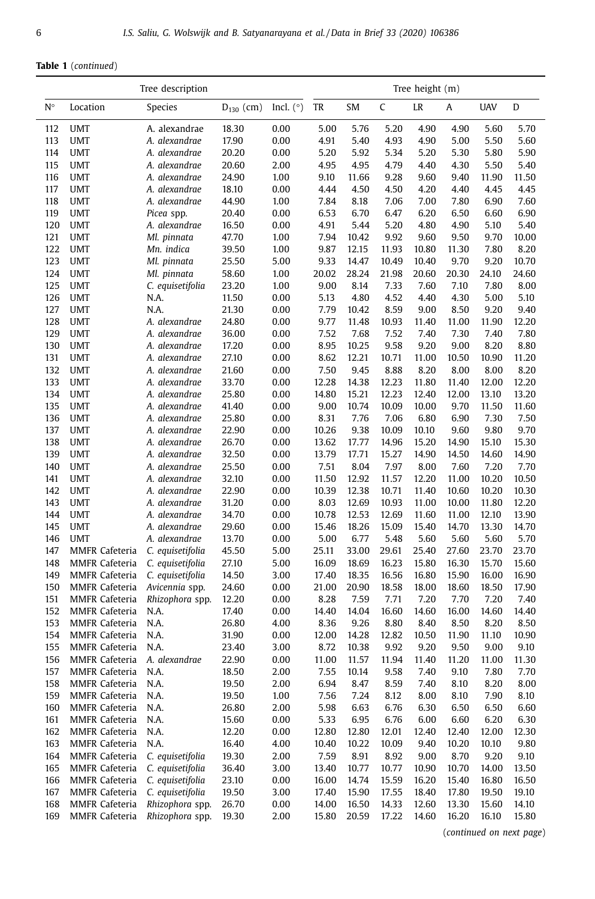**Table 1** (*continued*)

| Tree description | | | | | Tree height (m) | | | | | | |
|---|---|---|---|---|---|---|---|---|---|---|---|
| N° | Location | Species | $D_{130}$ (cm) | Incl. (°) | TR | SM | C | LR | A | UAV | D |
| 112 | UMT | A. alexandrae | 18.30 | 0.00 | 5.00 | 5.76 | 5.20 | 4.90 | 4.90 | 5.60 | 5.70 |
| 113 | UMT | *A. alexandrae* | 17.90 | 0.00 | 4.91 | 5.40 | 4.93 | 4.90 | 5.00 | 5.50 | 5.60 |
| 114 | UMT | *A. alexandrae* | 20.20 | 0.00 | 5.20 | 5.92 | 5.34 | 5.20 | 5.30 | 5.80 | 5.90 |
| 115 | UMT | *A. alexandrae* | 20.60 | 2.00 | 4.95 | 4.95 | 4.79 | 4.40 | 4.30 | 5.50 | 5.40 |
| 116 | UMT | *A. alexandrae* | 24.90 | 1.00 | 9.10 | 11.66 | 9.28 | 9.60 | 9.40 | 11.90 | 11.50 |
| 117 | UMT | *A. alexandrae* | 18.10 | 0.00 | 4.44 | 4.50 | 4.50 | 4.20 | 4.40 | 4.45 | 4.45 |
| 118 | UMT | *A. alexandrae* | 44.90 | 1.00 | 7.84 | 8.18 | 7.06 | 7.00 | 7.80 | 6.90 | 7.60 |
| 119 | UMT | *Picea* spp. | 20.40 | 0.00 | 6.53 | 6.70 | 6.47 | 6.20 | 6.50 | 6.60 | 6.90 |
| 120 | UMT | *A. alexandrae* | 16.50 | 0.00 | 4.91 | 5.44 | 5.20 | 4.80 | 4.90 | 5.10 | 5.40 |
| 121 | UMT | *Ml. pinnata* | 47.70 | 1.00 | 7.94 | 10.42 | 9.92 | 9.60 | 9.50 | 9.70 | 10.00 |
| 122 | UMT | *Mn. indica* | 39.50 | 1.00 | 9.87 | 12.15 | 11.93 | 10.80 | 11.30 | 7.80 | 8.20 |
| 123 | UMT | *Ml. pinnata* | 25.50 | 5.00 | 9.33 | 14.47 | 10.49 | 10.40 | 9.70 | 9.20 | 10.70 |
| 124 | UMT | *Ml. pinnata* | 58.60 | 1.00 | 20.02 | 28.24 | 21.98 | 20.60 | 20.30 | 24.10 | 24.60 |
| 125 | UMT | *C. equisetifolia* | 23.20 | 1.00 | 9.00 | 8.14 | 7.33 | 7.60 | 7.10 | 7.80 | 8.00 |
| 126 | UMT | N.A. | 11.50 | 0.00 | 5.13 | 4.80 | 4.52 | 4.40 | 4.30 | 5.00 | 5.10 |
| 127 | UMT | N.A. | 21.30 | 0.00 | 7.79 | 10.42 | 8.59 | 9.00 | 8.50 | 9.20 | 9.40 |
| 128 | UMT | *A. alexandrae* | 24.80 | 0.00 | 9.77 | 11.48 | 10.93 | 11.40 | 11.00 | 11.90 | 12.20 |
| 129 | UMT | *A. alexandrae* | 36.00 | 0.00 | 7.52 | 7.68 | 7.52 | 7.40 | 7.30 | 7.40 | 7.80 |
| 130 | UMT | *A. alexandrae* | 17.20 | 0.00 | 8.95 | 10.25 | 9.58 | 9.20 | 9.00 | 8.20 | 8.80 |
| 131 | UMT | *A. alexandrae* | 27.10 | 0.00 | 8.62 | 12.21 | 10.71 | 11.00 | 10.50 | 10.90 | 11.20 |
| 132 | UMT | *A. alexandrae* | 21.60 | 0.00 | 7.50 | 9.45 | 8.88 | 8.20 | 8.00 | 8.00 | 8.20 |
| 133 | UMT | *A. alexandrae* | 33.70 | 0.00 | 12.28 | 14.38 | 12.23 | 11.80 | 11.40 | 12.00 | 12.20 |
| 134 | UMT | *A. alexandrae* | 25.80 | 0.00 | 14.80 | 15.21 | 12.23 | 12.40 | 12.00 | 13.10 | 13.20 |
| 135 | UMT | *A. alexandrae* | 41.40 | 0.00 | 9.00 | 10.74 | 10.09 | 10.00 | 9.70 | 11.50 | 11.60 |
| 136 | UMT | *A. alexandrae* | 25.80 | 0.00 | 8.31 | 7.76 | 7.06 | 6.80 | 6.90 | 7.30 | 7.50 |
| 137 | UMT | *A. alexandrae* | 22.90 | 0.00 | 10.26 | 9.38 | 10.09 | 10.10 | 9.60 | 9.80 | 9.70 |
| 138 | UMT | *A. alexandrae* | 26.70 | 0.00 | 13.62 | 17.77 | 14.96 | 15.20 | 14.90 | 15.10 | 15.30 |
| 139 | UMT | *A. alexandrae* | 32.50 | 0.00 | 13.79 | 17.71 | 15.27 | 14.90 | 14.50 | 14.60 | 14.90 |
| 140 | UMT | *A. alexandrae* | 25.50 | 0.00 | 7.51 | 8.04 | 7.97 | 8.00 | 7.60 | 7.20 | 7.70 |
| 141 | UMT | *A. alexandrae* | 32.10 | 0.00 | 11.50 | 12.92 | 11.57 | 12.20 | 11.00 | 10.20 | 10.50 |
| 142 | UMT | *A. alexandrae* | 22.90 | 0.00 | 10.39 | 12.38 | 10.71 | 11.40 | 10.60 | 10.20 | 10.30 |
| 143 | UMT | *A. alexandrae* | 31.20 | 0.00 | 8.03 | 12.69 | 10.93 | 11.00 | 10.00 | 11.80 | 12.20 |
| 144 | UMT | *A. alexandrae* | 34.70 | 0.00 | 10.78 | 12.53 | 12.69 | 11.60 | 11.00 | 12.10 | 13.90 |
| 145 | UMT | *A. alexandrae* | 29.60 | 0.00 | 15.46 | 18.26 | 15.09 | 15.40 | 14.70 | 13.30 | 14.70 |
| 146 | UMT | *A. alexandrae* | 13.70 | 0.00 | 5.00 | 6.77 | 5.48 | 5.60 | 5.60 | 5.60 | 5.70 |
| 147 | MMFR Cafeteria | *C. equisetifolia* | 45.50 | 5.00 | 25.11 | 33.00 | 29.61 | 25.40 | 27.60 | 23.70 | 23.70 |
| 148 | MMFR Cafeteria | *C. equisetifolia* | 27.10 | 5.00 | 16.09 | 18.69 | 16.23 | 15.80 | 16.30 | 15.70 | 15.60 |
| 149 | MMFR Cafeteria | *C. equisetifolia* | 14.50 | 3.00 | 17.40 | 18.35 | 16.56 | 16.80 | 15.90 | 16.00 | 16.90 |
| 150 | MMFR Cafeteria | *Avicennia* spp. | 24.60 | 0.00 | 21.00 | 20.90 | 18.58 | 18.00 | 18.60 | 18.50 | 17.90 |
| 151 | MMFR Cafeteria | *Rhizophora* spp. | 12.20 | 0.00 | 8.28 | 7.59 | 7.71 | 7.20 | 7.70 | 7.20 | 7.40 |
| 152 | MMFR Cafeteria | N.A. | 17.40 | 0.00 | 14.40 | 14.04 | 16.60 | 14.60 | 16.00 | 14.60 | 14.40 |
| 153 | MMFR Cafeteria | N.A. | 26.80 | 4.00 | 8.36 | 9.26 | 8.80 | 8.40 | 8.50 | 8.20 | 8.50 |
| 154 | MMFR Cafeteria | N.A. | 31.90 | 0.00 | 12.00 | 14.28 | 12.82 | 10.50 | 11.90 | 11.10 | 10.90 |
| 155 | MMFR Cafeteria | N.A. | 23.40 | 3.00 | 8.72 | 10.38 | 9.92 | 9.20 | 9.50 | 9.00 | 9.10 |
| 156 | MMFR Cafeteria | *A. alexandrae* | 22.90 | 0.00 | 11.00 | 11.57 | 11.94 | 11.40 | 11.20 | 11.00 | 11.30 |
| 157 | MMFR Cafeteria | N.A. | 18.50 | 2.00 | 7.55 | 10.14 | 9.58 | 7.40 | 9.10 | 7.80 | 7.70 |
| 158 | MMFR Cafeteria | N.A. | 19.50 | 2.00 | 6.94 | 8.47 | 8.59 | 7.40 | 8.10 | 8.20 | 8.00 |
| 159 | MMFR Cafeteria | N.A. | 19.50 | 1.00 | 7.56 | 7.24 | 8.12 | 8.00 | 8.10 | 7.90 | 8.10 |
| 160 | MMFR Cafeteria | N.A. | 26.80 | 2.00 | 5.98 | 6.63 | 6.76 | 6.30 | 6.50 | 6.50 | 6.60 |
| 161 | MMFR Cafeteria | N.A. | 15.60 | 0.00 | 5.33 | 6.95 | 6.76 | 6.00 | 6.60 | 6.20 | 6.30 |
| 162 | MMFR Cafeteria | N.A. | 12.20 | 0.00 | 12.80 | 12.80 | 12.01 | 12.40 | 12.40 | 12.00 | 12.30 |
| 163 | MMFR Cafeteria | N.A. | 16.40 | 4.00 | 10.40 | 10.22 | 10.09 | 9.40 | 10.20 | 10.10 | 9.80 |
| 164 | MMFR Cafeteria | *C. equisetifolia* | 19.30 | 2.00 | 7.59 | 8.91 | 8.92 | 9.00 | 8.70 | 9.20 | 9.10 |
| 165 | MMFR Cafeteria | *C. equisetifolia* | 36.40 | 3.00 | 13.40 | 10.77 | 10.77 | 10.90 | 10.70 | 14.00 | 13.50 |
| 166 | MMFR Cafeteria | *C. equisetifolia* | 23.10 | 0.00 | 16.00 | 14.74 | 15.59 | 16.20 | 15.40 | 16.80 | 16.50 |
| 167 | MMFR Cafeteria | *C. equisetifolia* | 19.50 | 3.00 | 17.40 | 15.90 | 17.55 | 18.40 | 17.80 | 19.50 | 19.10 |
| 168 | MMFR Cafeteria | *Rhizophora* spp. | 26.70 | 0.00 | 14.00 | 16.50 | 14.33 | 12.60 | 13.30 | 15.60 | 14.10 |
| 169 | MMFR Cafeteria | *Rhizophora* spp. | 19.30 | 2.00 | 15.80 | 20.59 | 17.22 | 14.60 | 16.20 | 16.10 | 15.80 |

(*continued on next page*)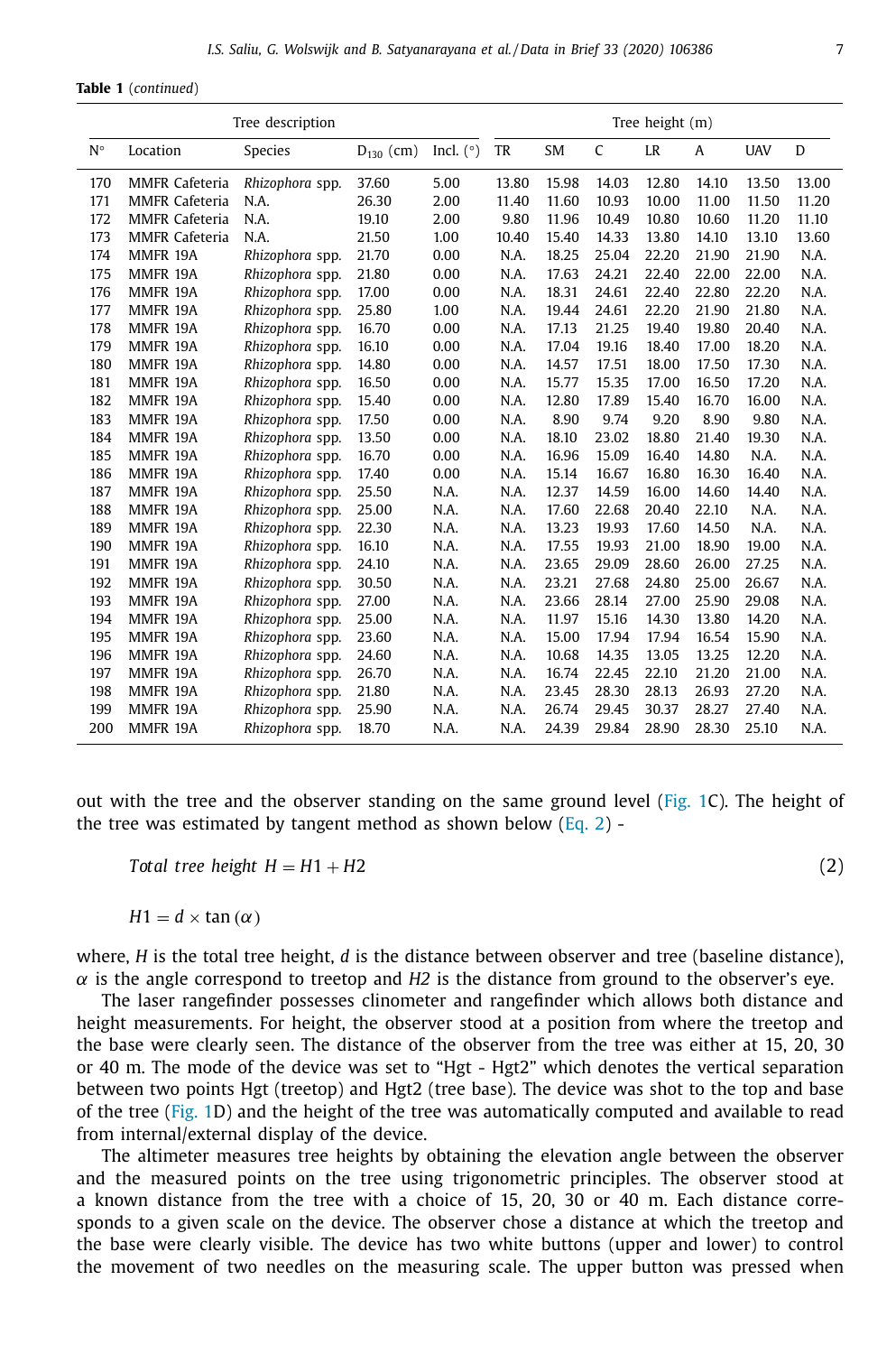**Table 1** (*continued*)

| Tree description | | | | | Tree height (m) | | | | | | |
|---|---|---|---|---|---|---|---|---|---|---|---|
| N° | Location | Species | $D_{130}$ (cm) | Incl. (°) | TR | SM | C | LR | A | UAV | D |
| 170 | MMFR Cafeteria | *Rhizophora* spp. | 37.60 | 5.00 | 13.80 | 15.98 | 14.03 | 12.80 | 14.10 | 13.50 | 13.00 |
| 171 | MMFR Cafeteria | N.A. | 26.30 | 2.00 | 11.40 | 11.60 | 10.93 | 10.00 | 11.00 | 11.50 | 11.20 |
| 172 | MMFR Cafeteria | N.A. | 19.10 | 2.00 | 9.80 | 11.96 | 10.49 | 10.80 | 10.60 | 11.20 | 11.10 |
| 173 | MMFR Cafeteria | N.A. | 21.50 | 1.00 | 10.40 | 15.40 | 14.33 | 13.80 | 14.10 | 13.10 | 13.60 |
| 174 | MMFR 19A | *Rhizophora* spp. | 21.70 | 0.00 | N.A. | 18.25 | 25.04 | 22.20 | 21.90 | 21.90 | N.A. |
| 175 | MMFR 19A | *Rhizophora* spp. | 21.80 | 0.00 | N.A. | 17.63 | 24.21 | 22.40 | 22.00 | 22.00 | N.A. |
| 176 | MMFR 19A | *Rhizophora* spp. | 17.00 | 0.00 | N.A. | 18.31 | 24.61 | 22.40 | 22.80 | 22.20 | N.A. |
| 177 | MMFR 19A | *Rhizophora* spp. | 25.80 | 1.00 | N.A. | 19.44 | 24.61 | 22.20 | 21.90 | 21.80 | N.A. |
| 178 | MMFR 19A | *Rhizophora* spp. | 16.70 | 0.00 | N.A. | 17.13 | 21.25 | 19.40 | 19.80 | 20.40 | N.A. |
| 179 | MMFR 19A | *Rhizophora* spp. | 16.10 | 0.00 | N.A. | 17.04 | 19.16 | 18.40 | 17.00 | 18.20 | N.A. |
| 180 | MMFR 19A | *Rhizophora* spp. | 14.80 | 0.00 | N.A. | 14.57 | 17.51 | 18.00 | 17.50 | 17.30 | N.A. |
| 181 | MMFR 19A | *Rhizophora* spp. | 16.50 | 0.00 | N.A. | 15.77 | 15.35 | 17.00 | 16.50 | 17.20 | N.A. |
| 182 | MMFR 19A | *Rhizophora* spp. | 15.40 | 0.00 | N.A. | 12.80 | 17.89 | 15.40 | 16.70 | 16.00 | N.A. |
| 183 | MMFR 19A | *Rhizophora* spp. | 17.50 | 0.00 | N.A. | 8.90 | 9.74 | 9.20 | 8.90 | 9.80 | N.A. |
| 184 | MMFR 19A | *Rhizophora* spp. | 13.50 | 0.00 | N.A. | 18.10 | 23.02 | 18.80 | 21.40 | 19.30 | N.A. |
| 185 | MMFR 19A | *Rhizophora* spp. | 16.70 | 0.00 | N.A. | 16.96 | 15.09 | 16.40 | 14.80 | N.A. | N.A. |
| 186 | MMFR 19A | *Rhizophora* spp. | 17.40 | 0.00 | N.A. | 15.14 | 16.67 | 16.80 | 16.30 | 16.40 | N.A. |
| 187 | MMFR 19A | *Rhizophora* spp. | 25.50 | N.A. | N.A. | 12.37 | 14.59 | 16.00 | 14.60 | 14.40 | N.A. |
| 188 | MMFR 19A | *Rhizophora* spp. | 25.00 | N.A. | N.A. | 17.60 | 22.68 | 20.40 | 22.10 | N.A. | N.A. |
| 189 | MMFR 19A | *Rhizophora* spp. | 22.30 | N.A. | N.A. | 13.23 | 19.93 | 17.60 | 14.50 | N.A. | N.A. |
| 190 | MMFR 19A | *Rhizophora* spp. | 16.10 | N.A. | N.A. | 17.55 | 19.93 | 21.00 | 18.90 | 19.00 | N.A. |
| 191 | MMFR 19A | *Rhizophora* spp. | 24.10 | N.A. | N.A. | 23.65 | 29.09 | 28.60 | 26.00 | 27.25 | N.A. |
| 192 | MMFR 19A | *Rhizophora* spp. | 30.50 | N.A. | N.A. | 23.21 | 27.68 | 24.80 | 25.00 | 26.67 | N.A. |
| 193 | MMFR 19A | *Rhizophora* spp. | 27.00 | N.A. | N.A. | 23.66 | 28.14 | 27.00 | 25.90 | 29.08 | N.A. |
| 194 | MMFR 19A | *Rhizophora* spp. | 25.00 | N.A. | N.A. | 11.97 | 15.16 | 14.30 | 13.80 | 14.20 | N.A. |
| 195 | MMFR 19A | *Rhizophora* spp. | 23.60 | N.A. | N.A. | 15.00 | 17.94 | 17.94 | 16.54 | 15.90 | N.A. |
| 196 | MMFR 19A | *Rhizophora* spp. | 24.60 | N.A. | N.A. | 10.68 | 14.35 | 13.05 | 13.25 | 12.20 | N.A. |
| 197 | MMFR 19A | *Rhizophora* spp. | 26.70 | N.A. | N.A. | 16.74 | 22.45 | 22.10 | 21.20 | 21.00 | N.A. |
| 198 | MMFR 19A | *Rhizophora* spp. | 21.80 | N.A. | N.A. | 23.45 | 28.30 | 28.13 | 26.93 | 27.20 | N.A. |
| 199 | MMFR 19A | *Rhizophora* spp. | 25.90 | N.A. | N.A. | 26.74 | 29.45 | 30.37 | 28.27 | 27.40 | N.A. |
| 200 | MMFR 19A | *Rhizophora* spp. | 18.70 | N.A. | N.A. | 24.39 | 29.84 | 28.90 | 28.30 | 25.10 | N.A. |

out with the tree and the observer standing on the same ground level (Fig. 1C). The height of the tree was estimated by tangent method as shown below (Eq. 2) -

$$\text{Total tree height } H = H1 + H2 \tag{2}$$

$$H1 = d \times \tan(\alpha)$$

where, $H$ is the total tree height, $d$ is the distance between observer and tree (baseline distance), $\alpha$ is the angle correspond to treetop and $H2$ is the distance from ground to the observer's eye.

The laser rangefinder possesses clinometer and rangefinder which allows both distance and height measurements. For height, the observer stood at a position from where the treetop and the base were clearly seen. The distance of the observer from the tree was either at 15, 20, 30 or 40 m. The mode of the device was set to "Hgt - Hgt2" which denotes the vertical separation between two points Hgt (treetop) and Hgt2 (tree base). The device was shot to the top and base of the tree (Fig. 1D) and the height of the tree was automatically computed and available to read from internal/external display of the device.

The altimeter measures tree heights by obtaining the elevation angle between the observer and the measured points on the tree using trigonometric principles. The observer stood at a known distance from the tree with a choice of 15, 20, 30 or 40 m. Each distance corresponds to a given scale on the device. The observer chose a distance at which the treetop and the base were clearly visible. The device has two white buttons (upper and lower) to control the movement of two needles on the measuring scale. The upper button was pressed when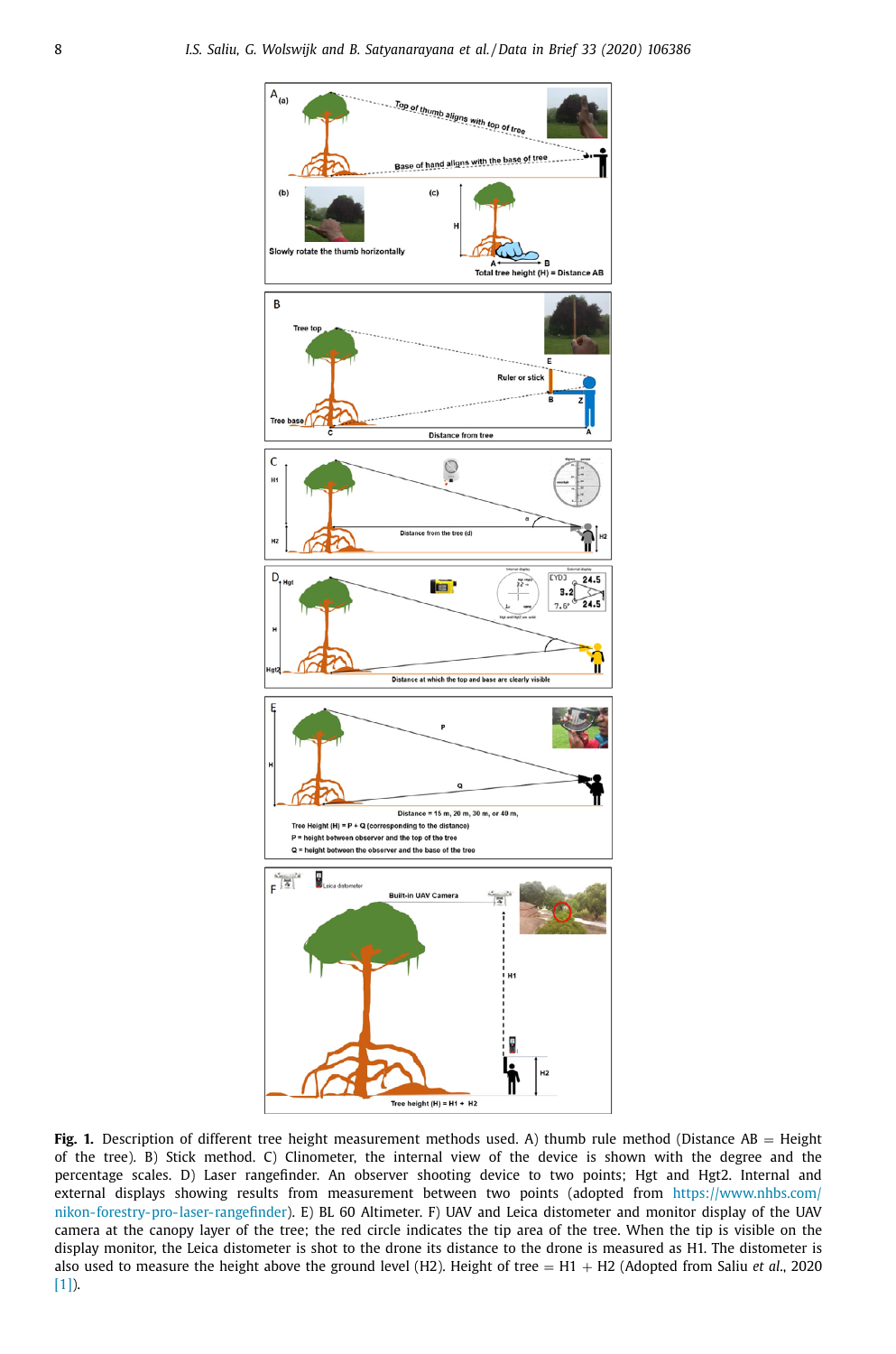**Fig. 1.** Description of different tree height measurement methods used. A) thumb rule method (Distance AB = Height of the tree). B) Stick method. C) Clinometer, the internal view of the device is shown with the degree and the percentage scales. D) Laser rangefinder. An observer shooting device to two points; Hgt and Hgt2. Internal and external displays showing results from measurement between two points (adopted from https://www.nhbs.com/nikon-forestry-pro-laser-rangefinder). E) BL 60 Altimeter. F) UAV and Leica distometer and monitor display of the UAV camera at the canopy layer of the tree; the red circle indicates the tip area of the tree. When the tip is visible on the display monitor, the Leica distometer is shot to the drone its distance to the drone is measured as H1. The distometer is also used to measure the height above the ground level (H2). Height of tree = H1 + H2 (Adopted from Saliu *et al.*, 2020 [1]).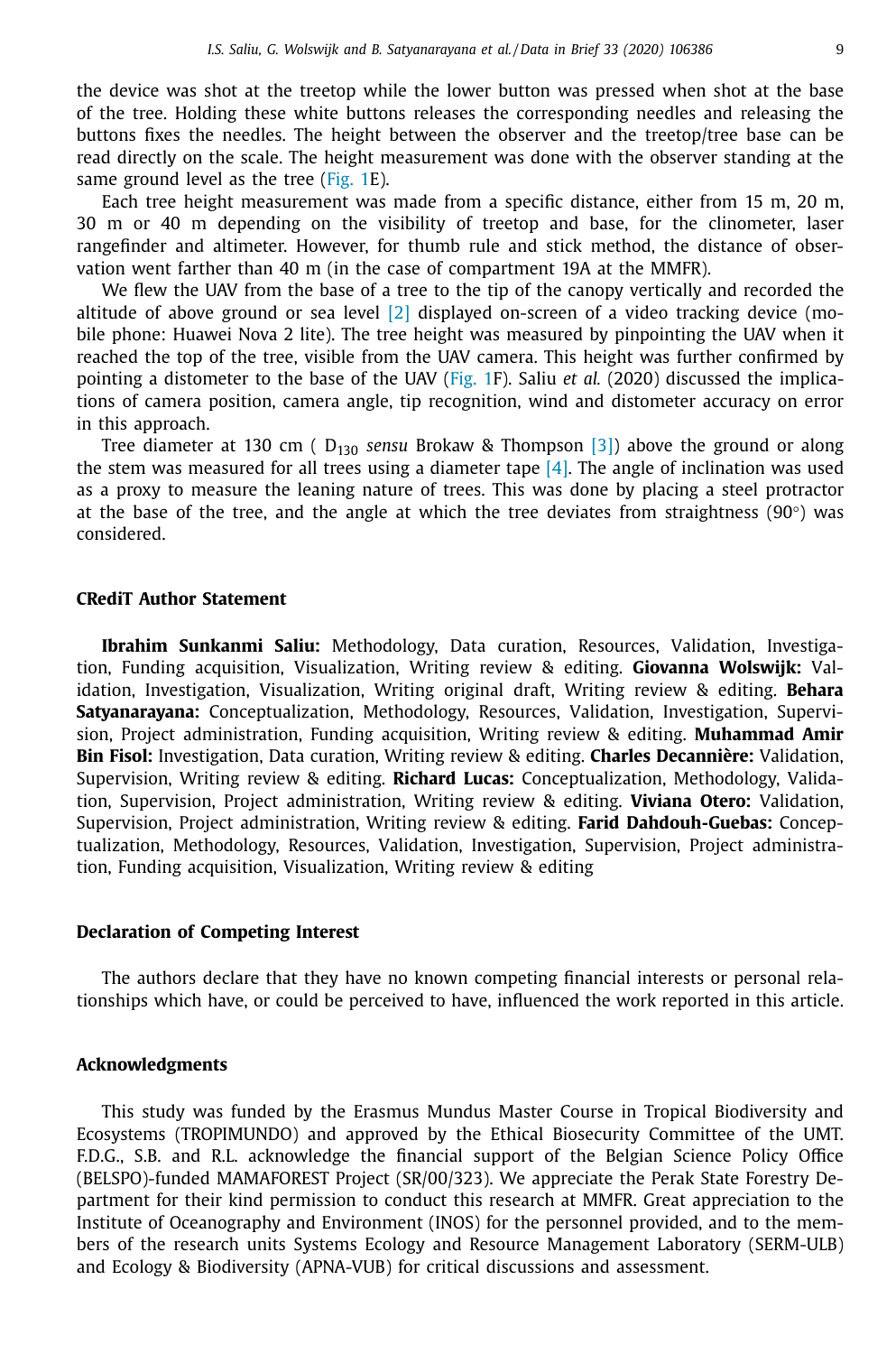the device was shot at the treetop while the lower button was pressed when shot at the base of the tree. Holding these white buttons releases the corresponding needles and releasing the buttons fixes the needles. The height between the observer and the treetop/tree base can be read directly on the scale. The height measurement was done with the observer standing at the same ground level as the tree (Fig. 1E).

Each tree height measurement was made from a specific distance, either from 15 m, 20 m, 30 m or 40 m depending on the visibility of treetop and base, for the clinometer, laser rangefinder and altimeter. However, for thumb rule and stick method, the distance of observation went farther than 40 m (in the case of compartment 19A at the MMFR).

We flew the UAV from the base of a tree to the tip of the canopy vertically and recorded the altitude of above ground or sea level [2] displayed on-screen of a video tracking device (mobile phone: Huawei Nova 2 lite). The tree height was measured by pinpointing the UAV when it reached the top of the tree, visible from the UAV camera. This height was further confirmed by pointing a distometer to the base of the UAV (Fig. 1F). Saliu *et al.* (2020) discussed the implications of camera position, camera angle, tip recognition, wind and distometer accuracy on error in this approach.

Tree diameter at 130 cm ( $D_{130}$ *sensu* Brokaw & Thompson [3]) above the ground or along the stem was measured for all trees using a diameter tape [4]. The angle of inclination was used as a proxy to measure the leaning nature of trees. This was done by placing a steel protractor at the base of the tree, and the angle at which the tree deviates from straightness (90°) was considered.

## CRediT Author Statement

**Ibrahim Sunkanmi Saliu:** Methodology, Data curation, Resources, Validation, Investigation, Funding acquisition, Visualization, Writing review & editing. **Giovanna Wolswijk:** Validation, Investigation, Visualization, Writing original draft, Writing review & editing. **Behara Satyanarayana:** Conceptualization, Methodology, Resources, Validation, Investigation, Supervision, Project administration, Funding acquisition, Writing review & editing. **Muhammad Amir Bin Fisol:** Investigation, Data curation, Writing review & editing. **Charles Decannière:** Validation, Supervision, Writing review & editing. **Richard Lucas:** Conceptualization, Methodology, Validation, Supervision, Project administration, Writing review & editing. **Viviana Otero:** Validation, Supervision, Project administration, Writing review & editing. **Farid Dahdouh-Guebas:** Conceptualization, Methodology, Resources, Validation, Investigation, Supervision, Project administration, Funding acquisition, Visualization, Writing review & editing

## Declaration of Competing Interest

The authors declare that they have no known competing financial interests or personal relationships which have, or could be perceived to have, influenced the work reported in this article.

## Acknowledgments

This study was funded by the Erasmus Mundus Master Course in Tropical Biodiversity and Ecosystems (TROPIMUNDO) and approved by the Ethical Biosecurity Committee of the UMT. F.D.G., S.B. and R.L. acknowledge the financial support of the Belgian Science Policy Office (BELSPO)-funded MAMAFOREST Project (SR/00/323). We appreciate the Perak State Forestry Department for their kind permission to conduct this research at MMFR. Great appreciation to the Institute of Oceanography and Environment (INOS) for the personnel provided, and to the members of the research units Systems Ecology and Resource Management Laboratory (SERM-ULB) and Ecology & Biodiversity (APNA-VUB) for critical discussions and assessment.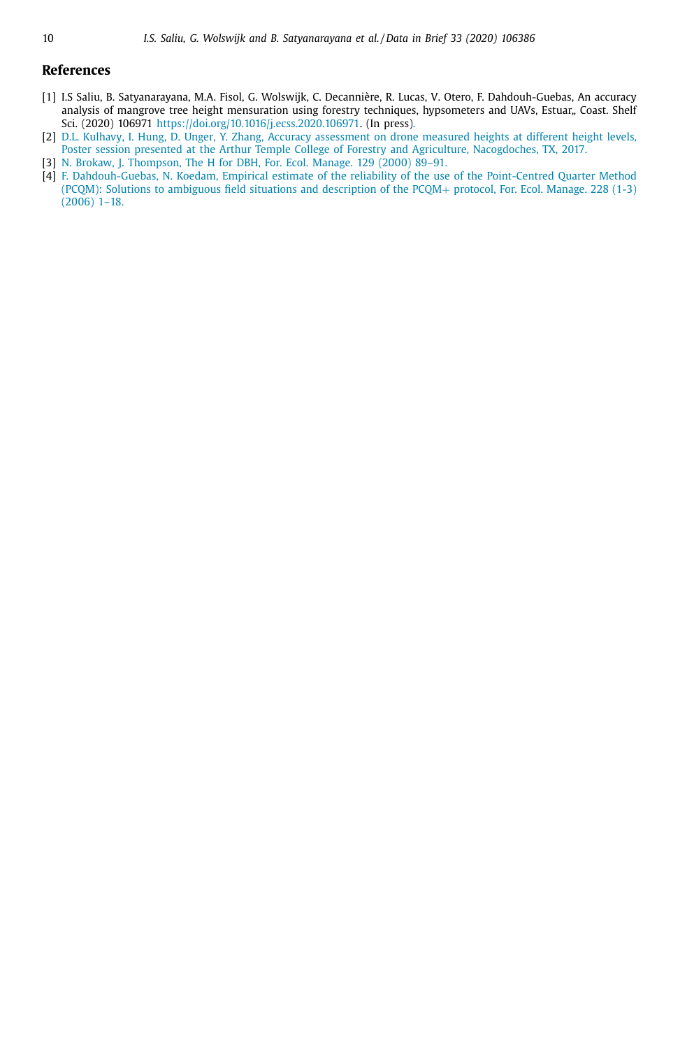## References

[1] I.S Saliu, B. Satyanarayana, M.A. Fisol, G. Wolswijk, C. Decannière, R. Lucas, V. Otero, F. Dahdouh-Guebas, An accuracy analysis of mangrove tree height mensuration using forestry techniques, hypsometers and UAVs, Estuar,, Coast. Shelf Sci. (2020) 106971 https://doi.org/10.1016/j.ecss.2020.106971. (In press).

[2] D.L. Kulhavy, I. Hung, D. Unger, Y. Zhang, Accuracy assessment on drone measured heights at different height levels, Poster session presented at the Arthur Temple College of Forestry and Agriculture, Nacogdoches, TX, 2017.

[3] N. Brokaw, J. Thompson, The H for DBH, For. Ecol. Manage. 129 (2000) 89–91.

[4] F. Dahdouh-Guebas, N. Koedam, Empirical estimate of the reliability of the use of the Point-Centred Quarter Method (PCQM): Solutions to ambiguous field situations and description of the PCQM+ protocol, For. Ecol. Manage. 228 (1-3) (2006) 1–18.